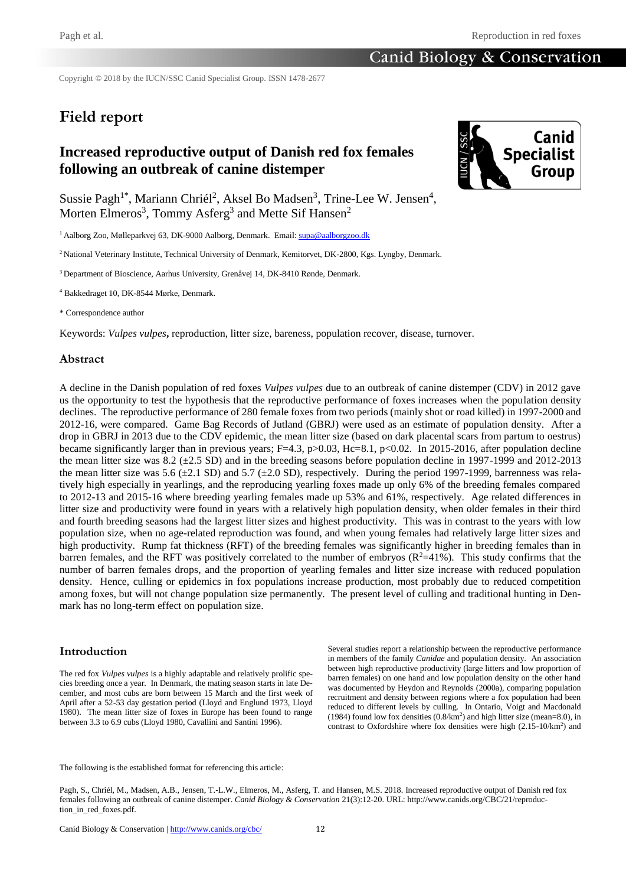Copyright © 2018 by the IUCN/SSC Canid Specialist Group. ISSN 1478-2677

# Field report

## Increased reproductive output of Danish red fox females following an outbreak of canine distemper

Sussie Pagh[1*], Mariann Chriél[2], Aksel Bo Madsen[3], Trine-Lee W. Jensen[4], Morten Elmeros[3], Tommy Asferg[3] and Mette Sif Hansen[2]

[1] Aalborg Zoo, Mølleparkvej 63, DK-9000 Aalborg, Denmark. Email: supa@aalborgzoo.dk

[2] National Veterinary Institute, Technical University of Denmark, Kemitorvet, DK-2800, Kgs. Lyngby, Denmark.

[3] Department of Bioscience, Aarhus University, Grenåvej 14, DK-8410 Rønde, Denmark.

[4] Bakkedraget 10, DK-8544 Mørke, Denmark.

\* Correspondence author

Keywords: *Vulpes vulpes*, reproduction, litter size, bareness, population recover, disease, turnover.

### Abstract

A decline in the Danish population of red foxes *Vulpes vulpes* due to an outbreak of canine distemper (CDV) in 2012 gave us the opportunity to test the hypothesis that the reproductive performance of foxes increases when the population density declines. The reproductive performance of 280 female foxes from two periods (mainly shot or road killed) in 1997-2000 and 2012-16, were compared. Game Bag Records of Jutland (GBRJ) were used as an estimate of population density. After a drop in GBRJ in 2013 due to the CDV epidemic, the mean litter size (based on dark placental scars from partum to oestrus) became significantly larger than in previous years; F=4.3, $p>0.03$, Hc=8.1, $p<0.02$. In 2015-2016, after population decline the mean litter size was 8.2 (±2.5 SD) and in the breeding seasons before population decline in 1997-1999 and 2012-2013 the mean litter size was 5.6 (±2.1 SD) and 5.7 (±2.0 SD), respectively. During the period 1997-1999, barrenness was relatively high especially in yearlings, and the reproducing yearling foxes made up only 6% of the breeding females compared to 2012-13 and 2015-16 where breeding yearling females made up 53% and 61%, respectively. Age related differences in litter size and productivity were found in years with a relatively high population density, when older females in their third and fourth breeding seasons had the largest litter sizes and highest productivity. This was in contrast to the years with low population size, when no age-related reproduction was found, and when young females had relatively large litter sizes and high productivity. Rump fat thickness (RFT) of the breeding females was significantly higher in breeding females than in barren females, and the RFT was positively correlated to the number of embryos ($R^2$=41%). This study confirms that the number of barren females drops, and the proportion of yearling females and litter size increase with reduced population density. Hence, culling or epidemics in fox populations increase production, most probably due to reduced competition among foxes, but will not change population size permanently. The present level of culling and traditional hunting in Denmark has no long-term effect on population size.

### Introduction

The red fox *Vulpes vulpes* is a highly adaptable and relatively prolific species breeding once a year. In Denmark, the mating season starts in late December, and most cubs are born between 15 March and the first week of April after a 52-53 day gestation period (Lloyd and Englund 1973, Lloyd 1980). The mean litter size of foxes in Europe has been found to range between 3.3 to 6.9 cubs (Lloyd 1980, Cavallini and Santini 1996).

Several studies report a relationship between the reproductive performance in members of the family *Canidae* and population density. An association between high reproductive productivity (large litters and low proportion of barren females) on one hand and low population density on the other hand was documented by Heydon and Reynolds (2000a), comparing population recruitment and density between regions where a fox population had been reduced to different levels by culling. In Ontario, Voigt and Macdonald (1984) found low fox densities (0.8/km$^2$) and high litter size (mean=8.0), in contrast to Oxfordshire where fox densities were high (2.15-10/km$^2$) and

The following is the established format for referencing this article:

Pagh, S., Chriél, M., Madsen, A.B., Jensen, T.-L.W., Elmeros, M., Asferg, T. and Hansen, M.S. 2018. Increased reproductive output of Danish red fox females following an outbreak of canine distemper. *Canid Biology & Conservation* 21(3):12-20. URL: http://www.canids.org/CBC/21/reproduction_in_red_foxes.pdf.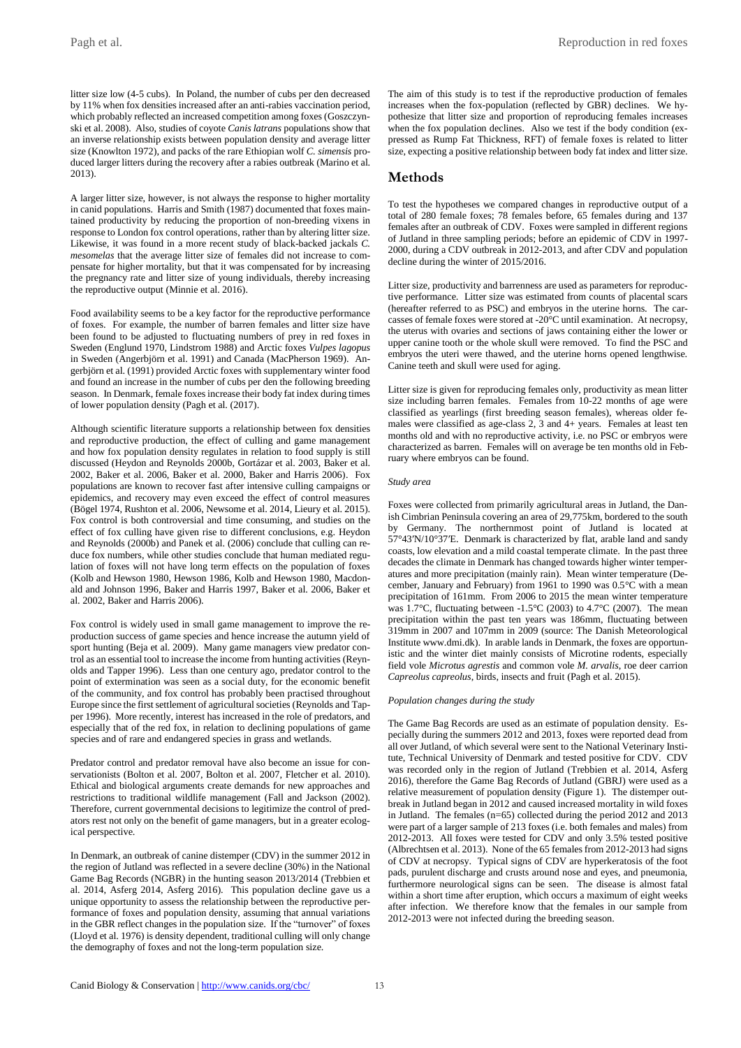litter size low (4-5 cubs). In Poland, the number of cubs per den decreased by 11% when fox densities increased after an anti-rabies vaccination period, which probably reflected an increased competition among foxes (Goszczynski et al. 2008). Also, studies of coyote *Canis latrans* populations show that an inverse relationship exists between population density and average litter size (Knowlton 1972), and packs of the rare Ethiopian wolf *C. simensis* produced larger litters during the recovery after a rabies outbreak (Marino et al. 2013).

A larger litter size, however, is not always the response to higher mortality in canid populations. Harris and Smith (1987) documented that foxes maintained productivity by reducing the proportion of non-breeding vixens in response to London fox control operations, rather than by altering litter size. Likewise, it was found in a more recent study of black-backed jackals *C. mesomelas* that the average litter size of females did not increase to compensate for higher mortality, but that it was compensated for by increasing the pregnancy rate and litter size of young individuals, thereby increasing the reproductive output (Minnie et al. 2016).

Food availability seems to be a key factor for the reproductive performance of foxes. For example, the number of barren females and litter size have been found to be adjusted to fluctuating numbers of prey in red foxes in Sweden (Englund 1970, Lindstrom 1988) and Arctic foxes *Vulpes lagopus* in Sweden (Angerbjörn et al. 1991) and Canada (MacPherson 1969). Angerbjörn et al. (1991) provided Arctic foxes with supplementary winter food and found an increase in the number of cubs per den the following breeding season. In Denmark, female foxes increase their body fat index during times of lower population density (Pagh et al. (2017).

Although scientific literature supports a relationship between fox densities and reproductive production, the effect of culling and game management and how fox population density regulates in relation to food supply is still discussed (Heydon and Reynolds 2000b, Gortázar et al. 2003, Baker et al. 2002, Baker et al. 2006, Baker et al. 2000, Baker and Harris 2006). Fox populations are known to recover fast after intensive culling campaigns or epidemics, and recovery may even exceed the effect of control measures (Bögel 1974, Rushton et al. 2006, Newsome et al. 2014, Lieury et al. 2015). Fox control is both controversial and time consuming, and studies on the effect of fox culling have given rise to different conclusions, e.g. Heydon and Reynolds (2000b) and Panek et al. (2006) conclude that culling can reduce fox numbers, while other studies conclude that human mediated regulation of foxes will not have long term effects on the population of foxes (Kolb and Hewson 1980, Hewson 1986, Kolb and Hewson 1980, Macdonald and Johnson 1996, Baker and Harris 1997, Baker et al. 2006, Baker et al. 2002, Baker and Harris 2006).

Fox control is widely used in small game management to improve the reproduction success of game species and hence increase the autumn yield of sport hunting (Beja et al. 2009). Many game managers view predator control as an essential tool to increase the income from hunting activities (Reynolds and Tapper 1996). Less than one century ago, predator control to the point of extermination was seen as a social duty, for the economic benefit of the community, and fox control has probably been practised throughout Europe since the first settlement of agricultural societies (Reynolds and Tapper 1996). More recently, interest has increased in the role of predators, and especially that of the red fox, in relation to declining populations of game species and of rare and endangered species in grass and wetlands.

Predator control and predator removal have also become an issue for conservationists (Bolton et al. 2007, Bolton et al. 2007, Fletcher et al. 2010). Ethical and biological arguments create demands for new approaches and restrictions to traditional wildlife management (Fall and Jackson (2002). Therefore, current governmental decisions to legitimize the control of predators rest not only on the benefit of game managers, but in a greater ecological perspective.

In Denmark, an outbreak of canine distemper (CDV) in the summer 2012 in the region of Jutland was reflected in a severe decline (30%) in the National Game Bag Records (NGBR) in the hunting season 2013/2014 (Trebbien et al. 2014, Asferg 2014, Asferg 2016). This population decline gave us a unique opportunity to assess the relationship between the reproductive performance of foxes and population density, assuming that annual variations in the GBR reflect changes in the population size. If the "turnover" of foxes (Lloyd et al. 1976) is density dependent, traditional culling will only change the demography of foxes and not the long-term population size.

The aim of this study is to test if the reproductive production of females increases when the fox-population (reflected by GBR) declines. We hypothesize that litter size and proportion of reproducing females increases when the fox population declines. Also we test if the body condition (expressed as Rump Fat Thickness, RFT) of female foxes is related to litter size, expecting a positive relationship between body fat index and litter size.

## Methods

To test the hypotheses we compared changes in reproductive output of a total of 280 female foxes; 78 females before, 65 females during and 137 females after an outbreak of CDV. Foxes were sampled in different regions of Jutland in three sampling periods; before an epidemic of CDV in 1997-2000, during a CDV outbreak in 2012-2013, and after CDV and population decline during the winter of 2015/2016.

Litter size, productivity and barrenness are used as parameters for reproductive performance. Litter size was estimated from counts of placental scars (hereafter referred to as PSC) and embryos in the uterine horns. The carcasses of female foxes were stored at -20°C until examination. At necropsy, the uterus with ovaries and sections of jaws containing either the lower or upper canine tooth or the whole skull were removed. To find the PSC and embryos the uteri were thawed, and the uterine horns opened lengthwise. Canine teeth and skull were used for aging.

Litter size is given for reproducing females only, productivity as mean litter size including barren females. Females from 10-22 months of age were classified as yearlings (first breeding season females), whereas older females were classified as age-class 2, 3 and 4+ years. Females at least ten months old and with no reproductive activity, i.e. no PSC or embryos were characterized as barren. Females will on average be ten months old in February where embryos can be found.

*Study area*

Foxes were collected from primarily agricultural areas in Jutland, the Danish Cimbrian Peninsula covering an area of 29,775km, bordered to the south by Germany. The northernmost point of Jutland is located at 57°43′N/10°37′E. Denmark is characterized by flat, arable land and sandy coasts, low elevation and a mild coastal temperate climate. In the past three decades the climate in Denmark has changed towards higher winter temperatures and more precipitation (mainly rain). Mean winter temperature (December, January and February) from 1961 to 1990 was 0.5°C with a mean precipitation of 161mm. From 2006 to 2015 the mean winter temperature was 1.7°C, fluctuating between -1.5°C (2003) to 4.7°C (2007). The mean precipitation within the past ten years was 186mm, fluctuating between 319mm in 2007 and 107mm in 2009 (source: The Danish Meteorological Institute www.dmi.dk). In arable lands in Denmark, the foxes are opportunistic and the winter diet mainly consists of Microtine rodents, especially field vole *Microtus agrestis* and common vole *M. arvalis*, roe deer carrion *Capreolus capreolus*, birds, insects and fruit (Pagh et al. 2015).

*Population changes during the study*

The Game Bag Records are used as an estimate of population density. Especially during the summers 2012 and 2013, foxes were reported dead from all over Jutland, of which several were sent to the National Veterinary Institute, Technical University of Denmark and tested positive for CDV. CDV was recorded only in the region of Jutland (Trebbien et al. 2014, Asferg 2016), therefore the Game Bag Records of Jutland (GBRJ) were used as a relative measurement of population density (Figure 1). The distemper outbreak in Jutland began in 2012 and caused increased mortality in wild foxes in Jutland. The females (n=65) collected during the period 2012 and 2013 were part of a larger sample of 213 foxes (i.e. both females and males) from 2012-2013. All foxes were tested for CDV and only 3.5% tested positive (Albrechtsen et al. 2013). None of the 65 females from 2012-2013 had signs of CDV at necropsy. Typical signs of CDV are hyperkeratosis of the foot pads, purulent discharge and crusts around nose and eyes, and pneumonia, furthermore neurological signs can be seen. The disease is almost fatal within a short time after eruption, which occurs a maximum of eight weeks after infection. We therefore know that the females in our sample from 2012-2013 were not infected during the breeding season.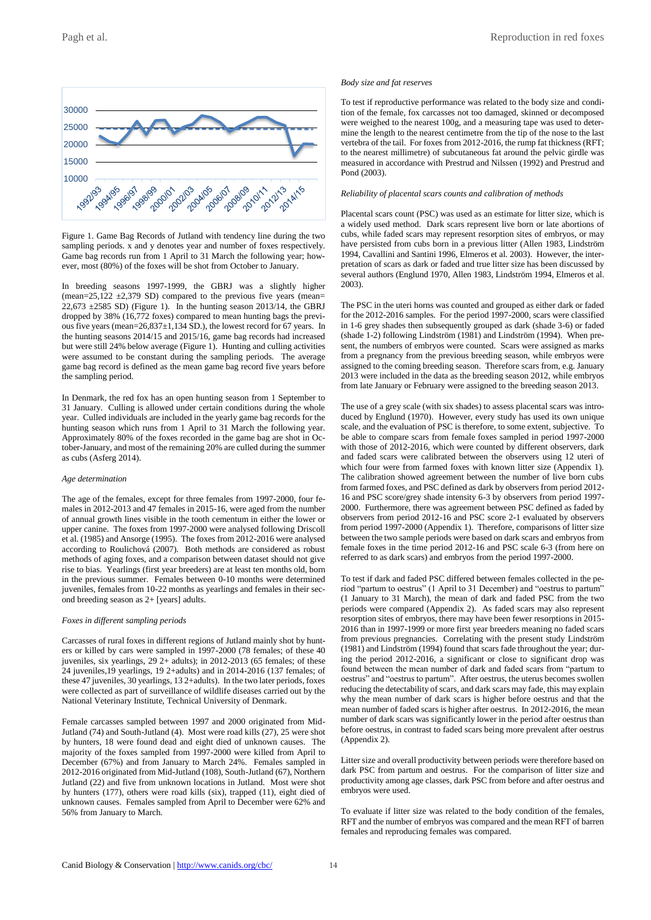Figure 1. Game Bag Records of Jutland with tendency line during the two sampling periods. x and y denotes year and number of foxes respectively. Game bag records run from 1 April to 31 March the following year; however, most (80%) of the foxes will be shot from October to January.

In breeding seasons 1997-1999, the GBRJ was a slightly higher (mean=25,122 ±2,379 SD) compared to the previous five years (mean= 22,673 ±2585 SD) (Figure 1). In the hunting season 2013/14, the GBRJ dropped by 38% (16,772 foxes) compared to mean hunting bags the previous five years (mean=26,837±1,134 SD.), the lowest record for 67 years. In the hunting seasons 2014/15 and 2015/16, game bag records had increased but were still 24% below average (Figure 1). Hunting and culling activities were assumed to be constant during the sampling periods. The average game bag record is defined as the mean game bag record five years before the sampling period.

In Denmark, the red fox has an open hunting season from 1 September to 31 January. Culling is allowed under certain conditions during the whole year. Culled individuals are included in the yearly game bag records for the hunting season which runs from 1 April to 31 March the following year. Approximately 80% of the foxes recorded in the game bag are shot in October-January, and most of the remaining 20% are culled during the summer as cubs (Asferg 2014).

*Age determination*

The age of the females, except for three females from 1997-2000, four females in 2012-2013 and 47 females in 2015-16, were aged from the number of annual growth lines visible in the tooth cementum in either the lower or upper canine. The foxes from 1997-2000 were analysed following Driscoll et al. (1985) and Ansorge (1995). The foxes from 2012-2016 were analysed according to Roulichová (2007). Both methods are considered as robust methods of aging foxes, and a comparison between dataset should not give rise to bias. Yearlings (first year breeders) are at least ten months old, born in the previous summer. Females between 0-10 months were determined juveniles, females from 10-22 months as yearlings and females in their second breeding season as 2+ [years] adults.

*Foxes in different sampling periods*

Carcasses of rural foxes in different regions of Jutland mainly shot by hunters or killed by cars were sampled in 1997-2000 (78 females; of these 40 juveniles, six yearlings, 29 2+ adults); in 2012-2013 (65 females; of these 24 juveniles,19 yearlings, 19 2+adults) and in 2014-2016 (137 females; of these 47 juveniles, 30 yearlings, 13 2+adults). In the two later periods, foxes were collected as part of surveillance of wildlife diseases carried out by the National Veterinary Institute, Technical University of Denmark.

Female carcasses sampled between 1997 and 2000 originated from Mid-Jutland (74) and South-Jutland (4). Most were road kills (27), 25 were shot by hunters, 18 were found dead and eight died of unknown causes. The majority of the foxes sampled from 1997-2000 were killed from April to December (67%) and from January to March 24%. Females sampled in 2012-2016 originated from Mid-Jutland (108), South-Jutland (67), Northern Jutland (22) and five from unknown locations in Jutland. Most were shot by hunters (177), others were road kills (six), trapped (11), eight died of unknown causes. Females sampled from April to December were 62% and 56% from January to March.

*Body size and fat reserves*

To test if reproductive performance was related to the body size and condition of the female, fox carcasses not too damaged, skinned or decomposed were weighed to the nearest 100g, and a measuring tape was used to determine the length to the nearest centimetre from the tip of the nose to the last vertebra of the tail. For foxes from 2012-2016, the rump fat thickness (RFT; to the nearest millimetre) of subcutaneous fat around the pelvic girdle was measured in accordance with Prestrud and Nilssen (1992) and Prestrud and Pond (2003).

*Reliability of placental scars counts and calibration of methods*

Placental scars count (PSC) was used as an estimate for litter size, which is a widely used method. Dark scars represent live born or late abortions of cubs, while faded scars may represent resorption sites of embryos, or may have persisted from cubs born in a previous litter (Allen 1983, Lindström 1994, Cavallini and Santini 1996, Elmeros et al. 2003). However, the interpretation of scars as dark or faded and true litter size has been discussed by several authors (Englund 1970, Allen 1983, Lindström 1994, Elmeros et al. 2003).

The PSC in the uteri horns was counted and grouped as either dark or faded for the 2012-2016 samples. For the period 1997-2000, scars were classified in 1-6 grey shades then subsequently grouped as dark (shade 3-6) or faded (shade 1-2) following Lindström (1981) and Lindström (1994). When present, the numbers of embryos were counted. Scars were assigned as marks from a pregnancy from the previous breeding season, while embryos were assigned to the coming breeding season. Therefore scars from, e.g. January 2013 were included in the data as the breeding season 2012, while embryos from late January or February were assigned to the breeding season 2013.

The use of a grey scale (with six shades) to assess placental scars was introduced by Englund (1970). However, every study has used its own unique scale, and the evaluation of PSC is therefore, to some extent, subjective. To be able to compare scars from female foxes sampled in period 1997-2000 with those of 2012-2016, which were counted by different observers, dark and faded scars were calibrated between the observers using 12 uteri of which four were from farmed foxes with known litter size (Appendix 1). The calibration showed agreement between the number of live born cubs from farmed foxes, and PSC defined as dark by observers from period 2012-16 and PSC score/grey shade intensity 6-3 by observers from period 1997-2000. Furthermore, there was agreement between PSC defined as faded by observers from period 2012-16 and PSC score 2-1 evaluated by observers from period 1997-2000 (Appendix 1). Therefore, comparisons of litter size between the two sample periods were based on dark scars and embryos from female foxes in the time period 2012-16 and PSC scale 6-3 (from here on referred to as dark scars) and embryos from the period 1997-2000.

To test if dark and faded PSC differed between females collected in the period "partum to oestrus" (1 April to 31 December) and "oestrus to partum" (1 January to 31 March), the mean of dark and faded PSC from the two periods were compared (Appendix 2). As faded scars may also represent resorption sites of embryos, there may have been fewer resorptions in 2015-2016 than in 1997-1999 or more first year breeders meaning no faded scars from previous pregnancies. Correlating with the present study Lindström (1981) and Lindström (1994) found that scars fade throughout the year; during the period 2012-2016, a significant or close to significant drop was found between the mean number of dark and faded scars from "partum to oestrus" and "oestrus to partum". After oestrus, the uterus becomes swollen reducing the detectability of scars, and dark scars may fade, this may explain why the mean number of dark scars is higher before oestrus and that the mean number of faded scars is higher after oestrus. In 2012-2016, the mean number of dark scars was significantly lower in the period after oestrus than before oestrus, in contrast to faded scars being more prevalent after oestrus (Appendix 2).

Litter size and overall productivity between periods were therefore based on dark PSC from partum and oestrus. For the comparison of litter size and productivity among age classes, dark PSC from before and after oestrus and embryos were used.

To evaluate if litter size was related to the body condition of the females, RFT and the number of embryos was compared and the mean RFT of barren females and reproducing females was compared.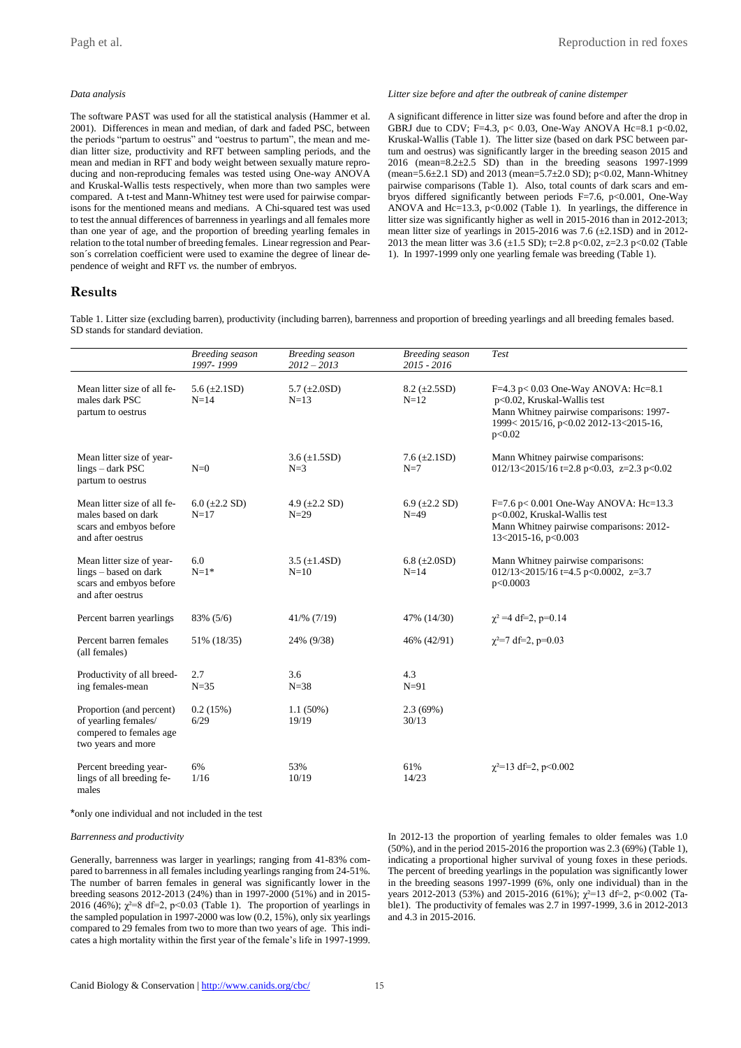### *Data analysis*

The software PAST was used for all the statistical analysis (Hammer et al. 2001). Differences in mean and median, of dark and faded PSC, between the periods "partum to oestrus" and "oestrus to partum", the mean and median litter size, productivity and RFT between sampling periods, and the mean and median in RFT and body weight between sexually mature reproducing and non-reproducing females was tested using One-way ANOVA and Kruskal-Wallis tests respectively, when more than two samples were compared. A t-test and Mann-Whitney test were used for pairwise comparisons for the mentioned means and medians. A Chi-squared test was used to test the annual differences of barrenness in yearlings and all females more than one year of age, and the proportion of breeding yearling females in relation to the total number of breeding females. Linear regression and Pearson´s correlation coefficient were used to examine the degree of linear dependence of weight and RFT *vs.* the number of embryos.

### *Litter size before and after the outbreak of canine distemper*

A significant difference in litter size was found before and after the drop in GBRJ due to CDV; F=4.3, $p< 0.03$, One-Way ANOVA Hc=8.1 $p<0.02$, Kruskal-Wallis (Table 1). The litter size (based on dark PSC between partum and oestrus) was significantly larger in the breeding season 2015 and 2016 (mean=8.2±2.5 SD) than in the breeding seasons 1997-1999 (mean=5.6±2.1 SD) and 2013 (mean=5.7±2.0 SD); $p<0.02$, Mann-Whitney pairwise comparisons (Table 1). Also, total counts of dark scars and embryos differed significantly between periods F=7.6, $p<0.001$, One-Way ANOVA and Hc=13.3, $p<0.002$ (Table 1). In yearlings, the difference in litter size was significantly higher as well in 2015-2016 than in 2012-2013; mean litter size of yearlings in 2015-2016 was 7.6 (±2.1SD) and in 2012-2013 the mean litter was 3.6 (±1.5 SD); t=2.8 $p<0.02$, z=2.3 $p<0.02$ (Table 1). In 1997-1999 only one yearling female was breeding (Table 1).

## Results

Table 1. Litter size (excluding barren), productivity (including barren), barrenness and proportion of breeding yearlings and all breeding females based. SD stands for standard deviation.

| | *Breeding season 1997- 1999* | *Breeding season 2012 – 2013* | *Breeding season 2015 - 2016* | *Test* |
|---|---|---|---|---|
| Mean litter size of all females dark PSC partum to oestrus | 5.6 (±2.1SD) N=14 | 5.7 (±2.0SD) N=13 | 8.2 (±2.5SD) N=12 | F=4.3 $p< 0.03$ One-Way ANOVA: Hc=8.1 $p<0.02$, Kruskal-Wallis test Mann Whitney pairwise comparisons: 1997-1999< 2015/16, $p<0.02$ 2012-13<2015-16, $p<0.02$ |
| Mean litter size of yearlings – dark PSC partum to oestrus | N=0 | 3.6 (±1.5SD) N=3 | 7.6 (±2.1SD) N=7 | Mann Whitney pairwise comparisons: 012/13<2015/16 t=2.8 $p<0.03$, z=2.3 $p<0.02$ |
| Mean litter size of all females based on dark scars and embyos before and after oestrus | 6.0 (±2.2 SD) N=17 | 4.9 (±2.2 SD) N=29 | 6.9 (±2.2 SD) N=49 | F=7.6 $p< 0.001$ One-Way ANOVA: Hc=13.3 $p<0.002$, Kruskal-Wallis test Mann Whitney pairwise comparisons: 2012-13<2015-16, $p<0.003$ |
| Mean litter size of yearlings – based on dark scars and embyos before and after oestrus | 6.0 N=1* | 3.5 (±1.4SD) N=10 | 6.8 (±2.0SD) N=14 | Mann Whitney pairwise comparisons: 012/13<2015/16 t=4.5 $p<0.0002$, z=3.7 $p<0.0003$ |
| Percent barren yearlings | 83% (5/6) | 41/% (7/19) | 47% (14/30) | $\chi^2$ =4 df=2, p=0.14 |
| Percent barren females (all females) | 51% (18/35) | 24% (9/38) | 46% (42/91) | $\chi^2$=7 df=2, p=0.03 |
| Productivity of all breeding females-mean | 2.7 N=35 | 3.6 N=38 | 4.3 N=91 | |
| Proportion (and percent) of yearling females/ compered to females age two years and more | 0.2 (15%) 6/29 | 1.1 (50%) 19/19 | 2.3 (69%) 30/13 | |
| Percent breeding yearlings of all breeding females | 6% 1/16 | 53% 10/19 | 61% 14/23 | $\chi^2$=13 df=2, $p<0.002$ |

*only one individual and not included in the test

### *Barrenness and productivity*

Generally, barrenness was larger in yearlings; ranging from 41-83% compared to barrenness in all females including yearlings ranging from 24-51%. The number of barren females in general was significantly lower in the breeding seasons 2012-2013 (24%) than in 1997-2000 (51%) and in 2015-2016 (46%); $\chi^2$=8 df=2, $p<0.03$ (Table 1). The proportion of yearlings in the sampled population in 1997-2000 was low (0.2, 15%), only six yearlings compared to 29 females from two to more than two years of age. This indicates a high mortality within the first year of the female's life in 1997-1999.

In 2012-13 the proportion of yearling females to older females was 1.0 (50%), and in the period 2015-2016 the proportion was 2.3 (69%) (Table 1), indicating a proportional higher survival of young foxes in these periods. The percent of breeding yearlings in the population was significantly lower in the breeding seasons 1997-1999 (6%, only one individual) than in the years 2012-2013 (53%) and 2015-2016 (61%); $\chi^2$=13 df=2, $p<0.002$ (Table1). The productivity of females was 2.7 in 1997-1999, 3.6 in 2012-2013 and 4.3 in 2015-2016.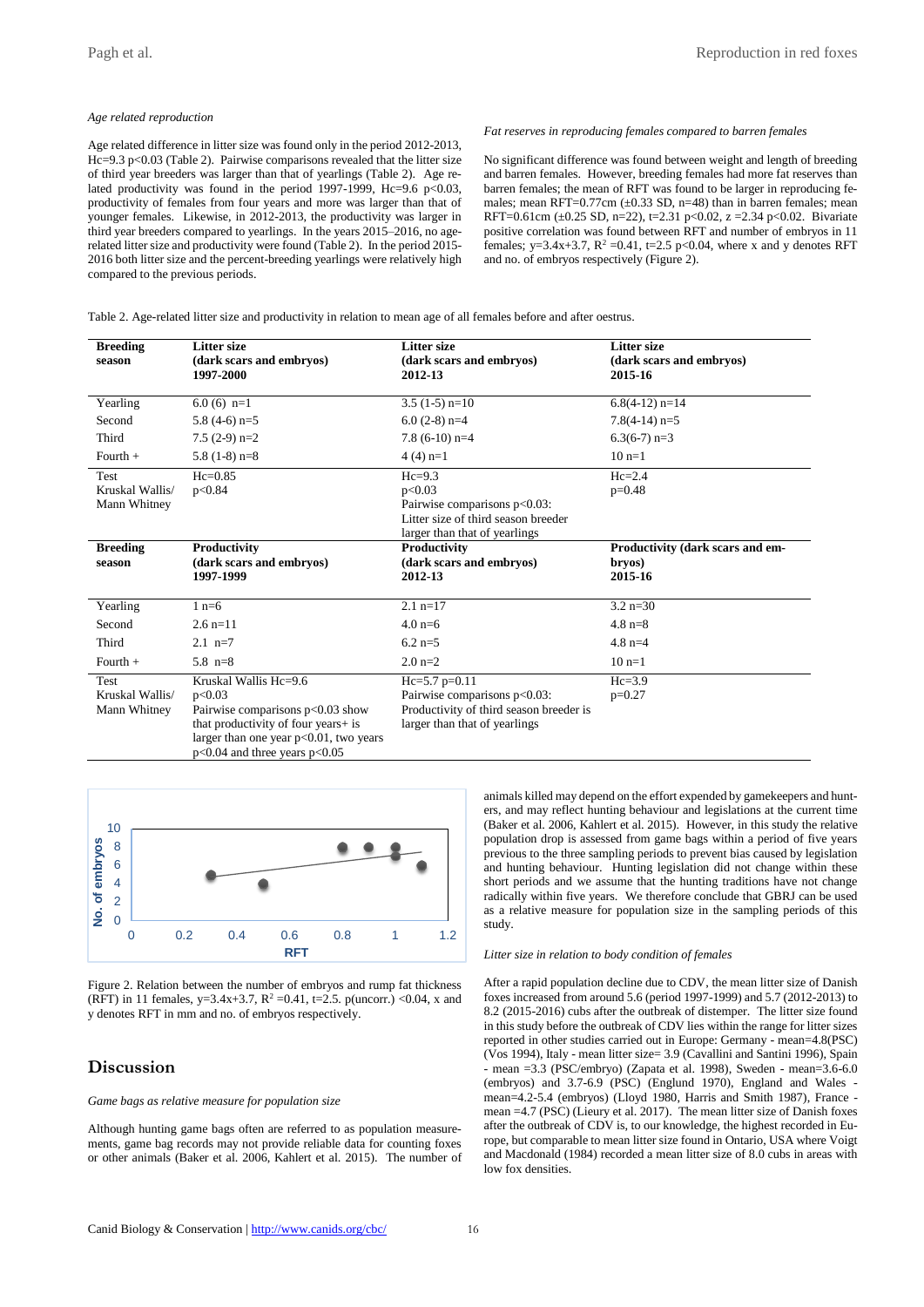*Age related reproduction*

Age related difference in litter size was found only in the period 2012-2013, Hc=9.3 $p<0.03$ (Table 2). Pairwise comparisons revealed that the litter size of third year breeders was larger than that of yearlings (Table 2). Age related productivity was found in the period 1997-1999, Hc=9.6 $p<0.03$, productivity of females from four years and more was larger than that of younger females. Likewise, in 2012-2013, the productivity was larger in third year breeders compared to yearlings. In the years 2015–2016, no age-related litter size and productivity were found (Table 2). In the period 2015-2016 both litter size and the percent-breeding yearlings were relatively high compared to the previous periods.

*Fat reserves in reproducing females compared to barren females*

No significant difference was found between weight and length of breeding and barren females. However, breeding females had more fat reserves than barren females; the mean of RFT was found to be larger in reproducing females; mean RFT=0.77cm (±0.33 SD, n=48) than in barren females; mean RFT=0.61cm (±0.25 SD, n=22), t=2.31 $p<0.02$, z =2.34 $p<0.02$. Bivariate positive correlation was found between RFT and number of embryos in 11 females; y=3.4x+3.7, $R^2$ =0.41, t=2.5 $p<0.04$, where x and y denotes RFT and no. of embryos respectively (Figure 2).

Table 2. Age-related litter size and productivity in relation to mean age of all females before and after oestrus.

| **Breeding season** | **Litter size (dark scars and embryos) 1997-2000** | **Litter size (dark scars and embryos) 2012-13** | **Litter size (dark scars and embryos) 2015-16** |
|---|---|---|---|
| Yearling | 6.0 (6) n=1 | 3.5 (1-5) n=10 | 6.8(4-12) n=14 |
| Second | 5.8 (4-6) n=5 | 6.0 (2-8) n=4 | 7.8(4-14) n=5 |
| Third | 7.5 (2-9) n=2 | 7.8 (6-10) n=4 | 6.3(6-7) n=3 |
| Fourth + | 5.8 (1-8) n=8 | 4 (4) n=1 | 10 n=1 |
| Test Kruskal Wallis/ Mann Whitney | Hc=0.85 $p<0.84$ | Hc=9.3 $p<0.03$ Pairwise comparisons $p<0.03$: Litter size of third season breeder larger than that of yearlings | Hc=2.4 p=0.48 |
| **Breeding season** | **Productivity (dark scars and embryos) 1997-1999** | **Productivity (dark scars and embryos) 2012-13** | **Productivity (dark scars and embryos) 2015-16** |
| Yearling | 1 n=6 | 2.1 n=17 | 3.2 n=30 |
| Second | 2.6 n=11 | 4.0 n=6 | 4.8 n=8 |
| Third | 2.1 n=7 | 6.2 n=5 | 4.8 n=4 |
| Fourth + | 5.8 n=8 | 2.0 n=2 | 10 n=1 |
| Test Kruskal Wallis/ Mann Whitney | Kruskal Wallis Hc=9.6 $p<0.03$ Pairwise comparisons $p<0.03$ show that productivity of four years+ is larger than one year $p<0.01$, two years $p<0.04$ and three years $p<0.05$ | Hc=5.7 p=0.11 Pairwise comparisons $p<0.03$: Productivity of third season breeder is larger than that of yearlings | Hc=3.9 p=0.27 |

Figure 2. Relation between the number of embryos and rump fat thickness (RFT) in 11 females, y=3.4x+3.7, $R^2$ =0.41, t=2.5. p(uncorr.) <0.04, x and y denotes RFT in mm and no. of embryos respectively.

## Discussion

*Game bags as relative measure for population size*

Although hunting game bags often are referred to as population measurements, game bag records may not provide reliable data for counting foxes or other animals (Baker et al. 2006, Kahlert et al. 2015). The number of animals killed may depend on the effort expended by gamekeepers and hunters, and may reflect hunting behaviour and legislations at the current time (Baker et al. 2006, Kahlert et al. 2015). However, in this study the relative population drop is assessed from game bags within a period of five years previous to the three sampling periods to prevent bias caused by legislation and hunting behaviour. Hunting legislation did not change within these short periods and we assume that the hunting traditions have not change radically within five years. We therefore conclude that GBRJ can be used as a relative measure for population size in the sampling periods of this study.

*Litter size in relation to body condition of females*

After a rapid population decline due to CDV, the mean litter size of Danish foxes increased from around 5.6 (period 1997-1999) and 5.7 (2012-2013) to 8.2 (2015-2016) cubs after the outbreak of distemper. The litter size found in this study before the outbreak of CDV lies within the range for litter sizes reported in other studies carried out in Europe: Germany - mean=4.8(PSC) (Vos 1994), Italy - mean litter size= 3.9 (Cavallini and Santini 1996), Spain - mean =3.3 (PSC/embryo) (Zapata et al. 1998), Sweden - mean=3.6-6.0 (embryos) and 3.7-6.9 (PSC) (Englund 1970), England and Wales - mean=4.2-5.4 (embryos) (Lloyd 1980, Harris and Smith 1987), France - mean =4.7 (PSC) (Lieury et al. 2017). The mean litter size of Danish foxes after the outbreak of CDV is, to our knowledge, the highest recorded in Europe, but comparable to mean litter size found in Ontario, USA where Voigt and Macdonald (1984) recorded a mean litter size of 8.0 cubs in areas with low fox densities.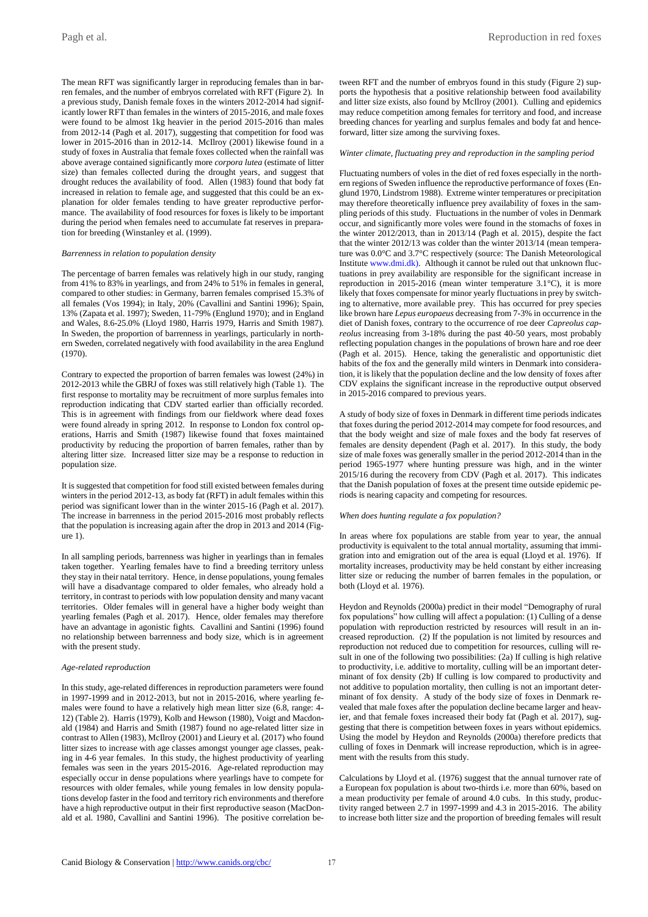The mean RFT was significantly larger in reproducing females than in barren females, and the number of embryos correlated with RFT (Figure 2). In a previous study, Danish female foxes in the winters 2012-2014 had significantly lower RFT than females in the winters of 2015-2016, and male foxes were found to be almost 1kg heavier in the period 2015-2016 than males from 2012-14 (Pagh et al. 2017), suggesting that competition for food was lower in 2015-2016 than in 2012-14. McIlroy (2001) likewise found in a study of foxes in Australia that female foxes collected when the rainfall was above average contained significantly more *corpora lutea* (estimate of litter size) than females collected during the drought years, and suggest that drought reduces the availability of food. Allen (1983) found that body fat increased in relation to female age, and suggested that this could be an explanation for older females tending to have greater reproductive performance. The availability of food resources for foxes is likely to be important during the period when females need to accumulate fat reserves in preparation for breeding (Winstanley et al. (1999).

*Barrenness in relation to population density*

The percentage of barren females was relatively high in our study, ranging from 41% to 83% in yearlings, and from 24% to 51% in females in general, compared to other studies: in Germany, barren females comprised 15.3% of all females (Vos 1994); in Italy, 20% (Cavallini and Santini 1996); Spain, 13% (Zapata et al. 1997); Sweden, 11-79% (Englund 1970); and in England and Wales, 8.6-25.0% (Lloyd 1980, Harris 1979, Harris and Smith 1987). In Sweden, the proportion of barrenness in yearlings, particularly in northern Sweden, correlated negatively with food availability in the area Englund (1970).

Contrary to expected the proportion of barren females was lowest (24%) in 2012-2013 while the GBRJ of foxes was still relatively high (Table 1). The first response to mortality may be recruitment of more surplus females into reproduction indicating that CDV started earlier than officially recorded. This is in agreement with findings from our fieldwork where dead foxes were found already in spring 2012. In response to London fox control operations, Harris and Smith (1987) likewise found that foxes maintained productivity by reducing the proportion of barren females, rather than by altering litter size. Increased litter size may be a response to reduction in population size.

It is suggested that competition for food still existed between females during winters in the period 2012-13, as body fat (RFT) in adult females within this period was significant lower than in the winter 2015-16 (Pagh et al. 2017). The increase in barrenness in the period 2015-2016 most probably reflects that the population is increasing again after the drop in 2013 and 2014 (Figure 1).

In all sampling periods, barrenness was higher in yearlings than in females taken together. Yearling females have to find a breeding territory unless they stay in their natal territory. Hence, in dense populations, young females will have a disadvantage compared to older females, who already hold a territory, in contrast to periods with low population density and many vacant territories. Older females will in general have a higher body weight than yearling females (Pagh et al. 2017). Hence, older females may therefore have an advantage in agonistic fights. Cavallini and Santini (1996) found no relationship between barrenness and body size, which is in agreement with the present study.

*Age-related reproduction*

In this study, age-related differences in reproduction parameters were found in 1997-1999 and in 2012-2013, but not in 2015-2016, where yearling females were found to have a relatively high mean litter size (6.8, range: 4-12) (Table 2). Harris (1979), Kolb and Hewson (1980), Voigt and Macdonald (1984) and Harris and Smith (1987) found no age-related litter size in contrast to Allen (1983), McIlroy (2001) and Lieury et al. (2017) who found litter sizes to increase with age classes amongst younger age classes, peaking in 4-6 year females. In this study, the highest productivity of yearling females was seen in the years 2015-2016. Age-related reproduction may especially occur in dense populations where yearlings have to compete for resources with older females, while young females in low density populations develop faster in the food and territory rich environments and therefore have a high reproductive output in their first reproductive season (MacDonald et al. 1980, Cavallini and Santini 1996). The positive correlation between RFT and the number of embryos found in this study (Figure 2) supports the hypothesis that a positive relationship between food availability and litter size exists, also found by McIlroy (2001). Culling and epidemics may reduce competition among females for territory and food, and increase breeding chances for yearling and surplus females and body fat and henceforward, litter size among the surviving foxes.

*Winter climate, fluctuating prey and reproduction in the sampling period*

Fluctuating numbers of voles in the diet of red foxes especially in the northern regions of Sweden influence the reproductive performance of foxes (Englund 1970, Lindstrom 1988). Extreme winter temperatures or precipitation may therefore theoretically influence prey availability of foxes in the sampling periods of this study. Fluctuations in the number of voles in Denmark occur, and significantly more voles were found in the stomachs of foxes in the winter 2012/2013, than in 2013/14 (Pagh et al. 2015), despite the fact that the winter 2012/13 was colder than the winter 2013/14 (mean temperature was 0.0°C and 3.7°C respectively (source: The Danish Meteorological Institute www.dmi.dk). Although it cannot be ruled out that unknown fluctuations in prey availability are responsible for the significant increase in reproduction in 2015-2016 (mean winter temperature 3.1°C), it is more likely that foxes compensate for minor yearly fluctuations in prey by switching to alternative, more available prey. This has occurred for prey species like brown hare *Lepus europaeus* decreasing from 7-3% in occurrence in the diet of Danish foxes, contrary to the occurrence of roe deer *Capreolus capreolus* increasing from 3-18% during the past 40-50 years, most probably reflecting population changes in the populations of brown hare and roe deer (Pagh et al. 2015). Hence, taking the generalistic and opportunistic diet habits of the fox and the generally mild winters in Denmark into consideration, it is likely that the population decline and the low density of foxes after CDV explains the significant increase in the reproductive output observed in 2015-2016 compared to previous years.

A study of body size of foxes in Denmark in different time periods indicates that foxes during the period 2012-2014 may compete for food resources, and that the body weight and size of male foxes and the body fat reserves of females are density dependent (Pagh et al. 2017). In this study, the body size of male foxes was generally smaller in the period 2012-2014 than in the period 1965-1977 where hunting pressure was high, and in the winter 2015/16 during the recovery from CDV (Pagh et al. 2017). This indicates that the Danish population of foxes at the present time outside epidemic periods is nearing capacity and competing for resources.

*When does hunting regulate a fox population?*

In areas where fox populations are stable from year to year, the annual productivity is equivalent to the total annual mortality, assuming that immigration into and emigration out of the area is equal (Lloyd et al. 1976). If mortality increases, productivity may be held constant by either increasing litter size or reducing the number of barren females in the population, or both (Lloyd et al. 1976).

Heydon and Reynolds (2000a) predict in their model "Demography of rural fox populations" how culling will affect a population: (1) Culling of a dense population with reproduction restricted by resources will result in an increased reproduction. (2) If the population is not limited by resources and reproduction not reduced due to competition for resources, culling will result in one of the following two possibilities: (2a) If culling is high relative to productivity, i.e. additive to mortality, culling will be an important determinant of fox density (2b) If culling is low compared to productivity and not additive to population mortality, then culling is not an important determinant of fox density. A study of the body size of foxes in Denmark revealed that male foxes after the population decline became larger and heavier, and that female foxes increased their body fat (Pagh et al. 2017), suggesting that there is competition between foxes in years without epidemics. Using the model by Heydon and Reynolds (2000a) therefore predicts that culling of foxes in Denmark will increase reproduction, which is in agreement with the results from this study.

Calculations by Lloyd et al. (1976) suggest that the annual turnover rate of a European fox population is about two-thirds i.e. more than 60%, based on a mean productivity per female of around 4.0 cubs. In this study, productivity ranged between 2.7 in 1997-1999 and 4.3 in 2015-2016. The ability to increase both litter size and the proportion of breeding females will result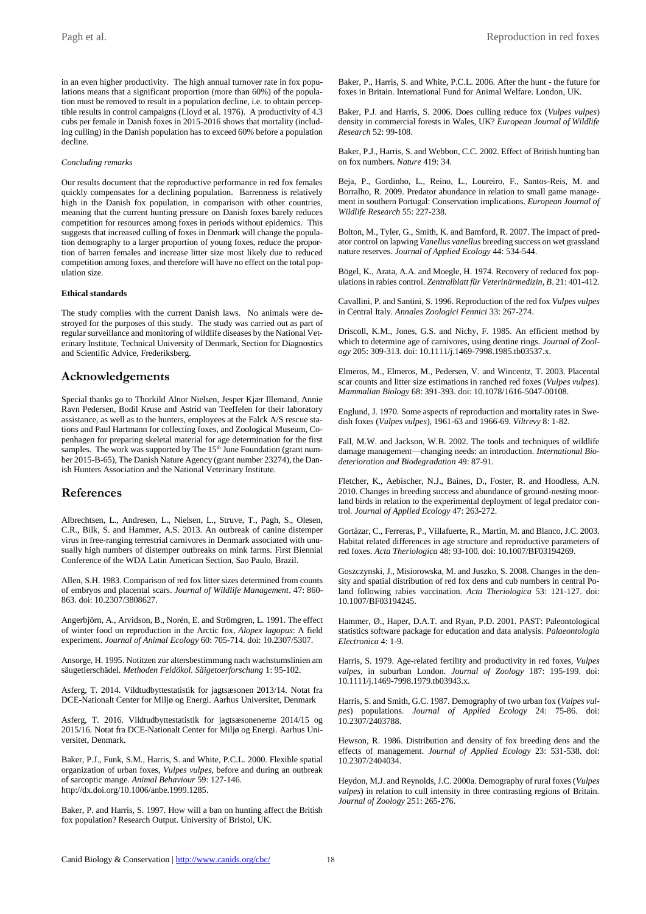in an even higher productivity. The high annual turnover rate in fox populations means that a significant proportion (more than 60%) of the population must be removed to result in a population decline, i.e. to obtain perceptible results in control campaigns (Lloyd et al. 1976). A productivity of 4.3 cubs per female in Danish foxes in 2015-2016 shows that mortality (including culling) in the Danish population has to exceed 60% before a population decline.

*Concluding remarks*

Our results document that the reproductive performance in red fox females quickly compensates for a declining population. Barrenness is relatively high in the Danish fox population, in comparison with other countries, meaning that the current hunting pressure on Danish foxes barely reduces competition for resources among foxes in periods without epidemics. This suggests that increased culling of foxes in Denmark will change the population demography to a larger proportion of young foxes, reduce the proportion of barren females and increase litter size most likely due to reduced competition among foxes, and therefore will have no effect on the total population size.

**Ethical standards**

The study complies with the current Danish laws. No animals were destroyed for the purposes of this study. The study was carried out as part of regular surveillance and monitoring of wildlife diseases by the National Veterinary Institute, Technical University of Denmark, Section for Diagnostics and Scientific Advice, Frederiksberg.

## Acknowledgements

Special thanks go to Thorkild Alnor Nielsen, Jesper Kjær Illemand, Annie Ravn Pedersen, Bodil Kruse and Astrid van Teeffelen for their laboratory assistance, as well as to the hunters, employees at the Falck A/S rescue stations and Paul Hartmann for collecting foxes, and Zoological Museum, Copenhagen for preparing skeletal material for age determination for the first samples. The work was supported by The 15th June Foundation (grant number 2015-B-65), The Danish Nature Agency (grant number 23274), the Danish Hunters Association and the National Veterinary Institute.

## References

Albrechtsen, L., Andresen, L., Nielsen, L., Struve, T., Pagh, S., Olesen, C.R., Bilk, S. and Hammer, A.S. 2013. An outbreak of canine distemper virus in free-ranging terrestrial carnivores in Denmark associated with unusually high numbers of distemper outbreaks on mink farms. First Biennial Conference of the WDA Latin American Section, Sao Paulo, Brazil.

Allen, S.H. 1983. Comparison of red fox litter sizes determined from counts of embryos and placental scars. *Journal of Wildlife Management*. 47: 860-863. doi: 10.2307/3808627.

Angerbjörn, A., Arvidson, B., Norén, E. and Strömgren, L. 1991. The effect of winter food on reproduction in the Arctic fox, *Alopex lagopus*: A field experiment. *Journal of Animal Ecology* 60: 705-714. doi: 10.2307/5307.

Ansorge, H. 1995. Notitzen zur altersbestimmung nach wachstumslinien am säugetierschädel. *Methoden Feldökol. Säigetoerforschung* 1: 95-102.

Asferg, T. 2014. Vildtudbyttestatistik for jagtsæsonen 2013/14. Notat fra DCE-Nationalt Center for Miljø og Energi. Aarhus Universitet, Denmark

Asferg, T. 2016. Vildtudbyttestatistik for jagtsæsonenerne 2014/15 og 2015/16. Notat fra DCE-Nationalt Center for Miljø og Energi. Aarhus Universitet, Denmark.

Baker, P.J., Funk, S.M., Harris, S. and White, P.C.L. 2000. Flexible spatial organization of urban foxes, *Vulpes vulpes*, before and during an outbreak of sarcoptic mange. *Animal Behaviour* 59: 127-146. http://dx.doi.org/10.1006/anbe.1999.1285.

Baker, P. and Harris, S. 1997. How will a ban on hunting affect the British fox population? Research Output. University of Bristol, UK.

Baker, P., Harris, S. and White, P.C.L. 2006. After the hunt - the future for foxes in Britain. International Fund for Animal Welfare. London, UK.

Baker, P.J. and Harris, S. 2006. Does culling reduce fox (*Vulpes vulpes*) density in commercial forests in Wales, UK? *European Journal of Wildlife Research* 52: 99-108.

Baker, P.J., Harris, S. and Webbon, C.C. 2002. Effect of British hunting ban on fox numbers. *Nature* 419: 34.

Beja, P., Gordinho, L., Reino, L., Loureiro, F., Santos-Reis, M. and Borralho, R. 2009. Predator abundance in relation to small game management in southern Portugal: Conservation implications. *European Journal of Wildlife Research* 55: 227-238.

Bolton, M., Tyler, G., Smith, K. and Bamford, R. 2007. The impact of predator control on lapwing *Vanellus vanellus* breeding success on wet grassland nature reserves. *Journal of Applied Ecology* 44: 534-544.

Bögel, K., Arata, A.A. and Moegle, H. 1974. Recovery of reduced fox populations in rabies control. *Zentralblatt für Veterinärmedizin, B*. 21: 401-412.

Cavallini, P. and Santini, S. 1996. Reproduction of the red fox *Vulpes vulpes* in Central Italy. *Annales Zoologici Fennici* 33: 267-274.

Driscoll, K.M., Jones, G.S. and Nichy, F. 1985. An efficient method by which to determine age of carnivores, using dentine rings. *Journal of Zoology* 205: 309-313. doi: 10.1111/j.1469-7998.1985.tb03537.x.

Elmeros, M., Elmeros, M., Pedersen, V. and Wincentz, T. 2003. Placental scar counts and litter size estimations in ranched red foxes (*Vulpes vulpes*). *Mammalian Biology* 68: 391-393. doi: 10.1078/1616-5047-00108.

Englund, J. 1970. Some aspects of reproduction and mortality rates in Swedish foxes (*Vulpes vulpes*), 1961-63 and 1966-69. *Viltrevy* 8: 1-82.

Fall, M.W. and Jackson, W.B. 2002. The tools and techniques of wildlife damage management—changing needs: an introduction. *International Biodeterioration and Biodegradation* 49: 87-91.

Fletcher, K., Aebischer, N.J., Baines, D., Foster, R. and Hoodless, A.N. 2010. Changes in breeding success and abundance of ground-nesting moorland birds in relation to the experimental deployment of legal predator control. *Journal of Applied Ecology* 47: 263-272.

Gortázar, C., Ferreras, P., Villafuerte, R., Martín, M. and Blanco, J.C. 2003. Habitat related differences in age structure and reproductive parameters of red foxes. *Acta Theriologica* 48: 93-100. doi: 10.1007/BF03194269.

Goszczynski, J., Misiorowska, M. and Juszko, S. 2008. Changes in the density and spatial distribution of red fox dens and cub numbers in central Poland following rabies vaccination. *Acta Theriologica* 53: 121-127. doi: 10.1007/BF03194245.

Hammer, Ø., Haper, D.A.T. and Ryan, P.D. 2001. PAST: Paleontological statistics software package for education and data analysis. *Palaeontologia Electronica* 4: 1-9.

Harris, S. 1979. Age-related fertility and productivity in red foxes, *Vulpes vulpes*, in suburban London. *Journal of Zoology* 187: 195-199. doi: 10.1111/j.1469-7998.1979.tb03943.x.

Harris, S. and Smith, G.C. 1987. Demography of two urban fox (*Vulpes vulpes*) populations. *Journal of Applied Ecology* 24: 75-86. doi: 10.2307/2403788.

Hewson, R. 1986. Distribution and density of fox breeding dens and the effects of management. *Journal of Applied Ecology* 23: 531-538. doi: 10.2307/2404034.

Heydon, M.J. and Reynolds, J.C. 2000a. Demography of rural foxes (*Vulpes vulpes*) in relation to cull intensity in three contrasting regions of Britain. *Journal of Zoology* 251: 265-276.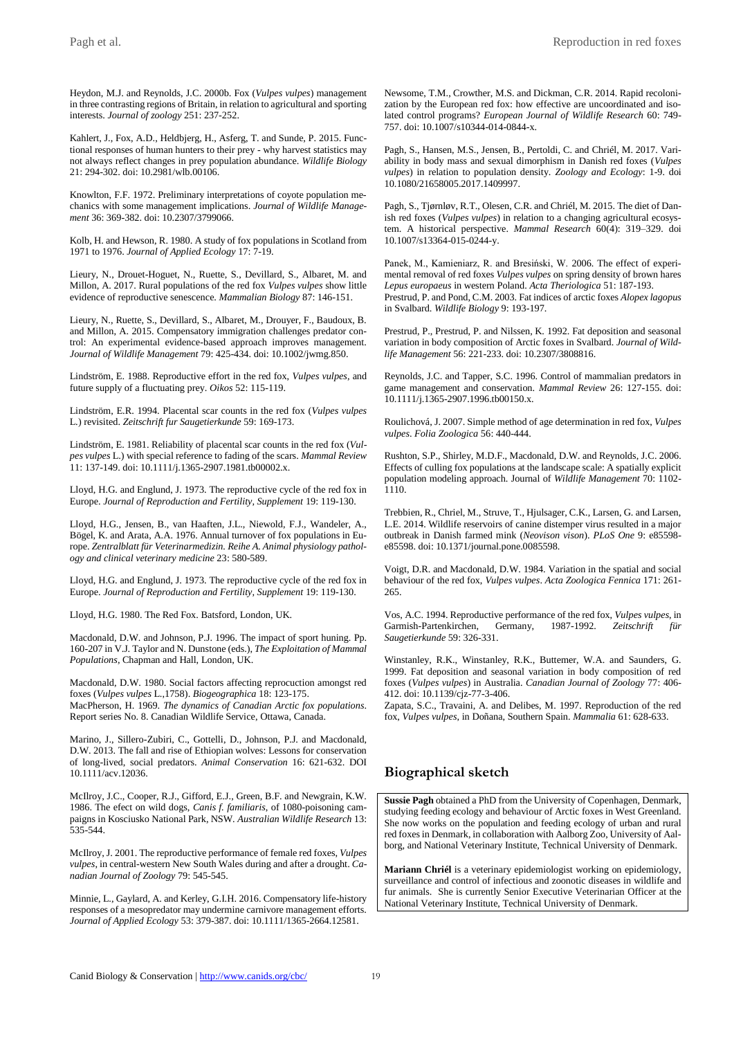Heydon, M.J. and Reynolds, J.C. 2000b. Fox (*Vulpes vulpes*) management in three contrasting regions of Britain, in relation to agricultural and sporting interests. *Journal of zoology* 251: 237-252.

Kahlert, J., Fox, A.D., Heldbjerg, H., Asferg, T. and Sunde, P. 2015. Functional responses of human hunters to their prey - why harvest statistics may not always reflect changes in prey population abundance. *Wildlife Biology* 21: 294-302. doi: 10.2981/wlb.00106.

Knowlton, F.F. 1972. Preliminary interpretations of coyote population mechanics with some management implications. *Journal of Wildlife Management* 36: 369-382. doi: 10.2307/3799066.

Kolb, H. and Hewson, R. 1980. A study of fox populations in Scotland from 1971 to 1976. *Journal of Applied Ecology* 17: 7-19.

Lieury, N., Drouet-Hoguet, N., Ruette, S., Devillard, S., Albaret, M. and Millon, A. 2017. Rural populations of the red fox *Vulpes vulpes* show little evidence of reproductive senescence. *Mammalian Biology* 87: 146-151.

Lieury, N., Ruette, S., Devillard, S., Albaret, M., Drouyer, F., Baudoux, B. and Millon, A. 2015. Compensatory immigration challenges predator control: An experimental evidence-based approach improves management. *Journal of Wildlife Management* 79: 425-434. doi: 10.1002/jwmg.850.

Lindström, E. 1988. Reproductive effort in the red fox, *Vulpes vulpes*, and future supply of a fluctuating prey. *Oikos* 52: 115-119.

Lindström, E.R. 1994. Placental scar counts in the red fox (*Vulpes vulpes* L.) revisited. *Zeitschrift fur Saugetierkunde* 59: 169-173.

Lindström, E. 1981. Reliability of placental scar counts in the red fox (*Vulpes vulpes* L.) with special reference to fading of the scars. *Mammal Review* 11: 137-149. doi: 10.1111/j.1365-2907.1981.tb00002.x.

Lloyd, H.G. and Englund, J. 1973. The reproductive cycle of the red fox in Europe. *Journal of Reproduction and Fertility, Supplement* 19: 119-130.

Lloyd, H.G., Jensen, B., van Haaften, J.L., Niewold, F.J., Wandeler, A., Bögel, K. and Arata, A.A. 1976. Annual turnover of fox populations in Europe. *Zentralblatt für Veterinarmedizin. Reihe A. Animal physiology pathology and clinical veterinary medicine* 23: 580-589.

Lloyd, H.G. and Englund, J. 1973. The reproductive cycle of the red fox in Europe. *Journal of Reproduction and Fertility, Supplement* 19: 119-130.

Lloyd, H.G. 1980. The Red Fox. Batsford, London, UK.

Macdonald, D.W. and Johnson, P.J. 1996. The impact of sport huning. Pp. 160-207 in V.J. Taylor and N. Dunstone (eds.), *The Exploitation of Mammal Populations*, Chapman and Hall, London, UK.

Macdonald, D.W. 1980. Social factors affecting reprocuction amongst red foxes (*Vulpes vulpes* L.,1758). *Biogeographica* 18: 123-175.

MacPherson, H. 1969. *The dynamics of Canadian Arctic fox populations*. Report series No. 8. Canadian Wildlife Service, Ottawa, Canada.

Marino, J., Sillero-Zubiri, C., Gottelli, D., Johnson, P.J. and Macdonald, D.W. 2013. The fall and rise of Ethiopian wolves: Lessons for conservation of long-lived, social predators. *Animal Conservation* 16: 621-632. DOI 10.1111/acv.12036.

McIlroy, J.C., Cooper, R.J., Gifford, E.J., Green, B.F. and Newgrain, K.W. 1986. The efect on wild dogs, *Canis f. familiaris*, of 1080-poisoning campaigns in Kosciusko National Park, NSW. *Australian Wildlife Research* 13: 535-544.

McIlroy, J. 2001. The reproductive performance of female red foxes, *Vulpes vulpes*, in central-western New South Wales during and after a drought. *Canadian Journal of Zoology* 79: 545-545.

Minnie, L., Gaylard, A. and Kerley, G.I.H. 2016. Compensatory life-history responses of a mesopredator may undermine carnivore management efforts. *Journal of Applied Ecology* 53: 379-387. doi: 10.1111/1365-2664.12581.

Newsome, T.M., Crowther, M.S. and Dickman, C.R. 2014. Rapid recolonization by the European red fox: how effective are uncoordinated and isolated control programs? *European Journal of Wildlife Research* 60: 749-757. doi: 10.1007/s10344-014-0844-x.

Pagh, S., Hansen, M.S., Jensen, B., Pertoldi, C. and Chriél, M. 2017. Variability in body mass and sexual dimorphism in Danish red foxes (*Vulpes vulpes*) in relation to population density. *Zoology and Ecology*: 1-9. doi 10.1080/21658005.2017.1409997.

Pagh, S., Tjørnløv, R.T., Olesen, C.R. and Chriél, M. 2015. The diet of Danish red foxes (*Vulpes vulpes*) in relation to a changing agricultural ecosystem. A historical perspective. *Mammal Research* 60(4): 319–329. doi 10.1007/s13364-015-0244-y.

Panek, M., Kamieniarz, R. and Bresiński, W. 2006. The effect of experimental removal of red foxes *Vulpes vulpes* on spring density of brown hares *Lepus europaeus* in western Poland. *Acta Theriologica* 51: 187-193.

Prestrud, P. and Pond, C.M. 2003. Fat indices of arctic foxes *Alopex lagopus* in Svalbard. *Wildlife Biology* 9: 193-197.

Prestrud, P., Prestrud, P. and Nilssen, K. 1992. Fat deposition and seasonal variation in body composition of Arctic foxes in Svalbard. *Journal of Wildlife Management* 56: 221-233. doi: 10.2307/3808816.

Reynolds, J.C. and Tapper, S.C. 1996. Control of mammalian predators in game management and conservation. *Mammal Review* 26: 127-155. doi: 10.1111/j.1365-2907.1996.tb00150.x.

Roulichová, J. 2007. Simple method of age determination in red fox, *Vulpes vulpes*. *Folia Zoologica* 56: 440-444.

Rushton, S.P., Shirley, M.D.F., Macdonald, D.W. and Reynolds, J.C. 2006. Effects of culling fox populations at the landscape scale: A spatially explicit population modeling approach. Journal of *Wildlife Management* 70: 1102-1110.

Trebbien, R., Chriel, M., Struve, T., Hjulsager, C.K., Larsen, G. and Larsen, L.E. 2014. Wildlife reservoirs of canine distemper virus resulted in a major outbreak in Danish farmed mink (*Neovison vison*). *PLoS One* 9: e85598-e85598. doi: 10.1371/journal.pone.0085598.

Voigt, D.R. and Macdonald, D.W. 1984. Variation in the spatial and social behaviour of the red fox, *Vulpes vulpes*. *Acta Zoologica Fennica* 171: 261-265.

Vos, A.C. 1994. Reproductive performance of the red fox, *Vulpes vulpes*, in Garmish-Partenkirchen, Germany, 1987-1992. *Zeitschrift für Saugetierkunde* 59: 326-331.

Winstanley, R.K., Winstanley, R.K., Buttemer, W.A. and Saunders, G. 1999. Fat deposition and seasonal variation in body composition of red foxes (*Vulpes vulpes*) in Australia. *Canadian Journal of Zoology* 77: 406-412. doi: 10.1139/cjz-77-3-406.

Zapata, S.C., Travaini, A. and Delibes, M. 1997. Reproduction of the red fox, *Vulpes vulpes*, in Doñana, Southern Spain. *Mammalia* 61: 628-633.

## Biographical sketch

**Sussie Pagh** obtained a PhD from the University of Copenhagen, Denmark, studying feeding ecology and behaviour of Arctic foxes in West Greenland. She now works on the population and feeding ecology of urban and rural red foxes in Denmark, in collaboration with Aalborg Zoo, University of Aalborg, and National Veterinary Institute, Technical University of Denmark.

**Mariann Chriél** is a veterinary epidemiologist working on epidemiology, surveillance and control of infectious and zoonotic diseases in wildlife and fur animals. She is currently Senior Executive Veterinarian Officer at the National Veterinary Institute, Technical University of Denmark.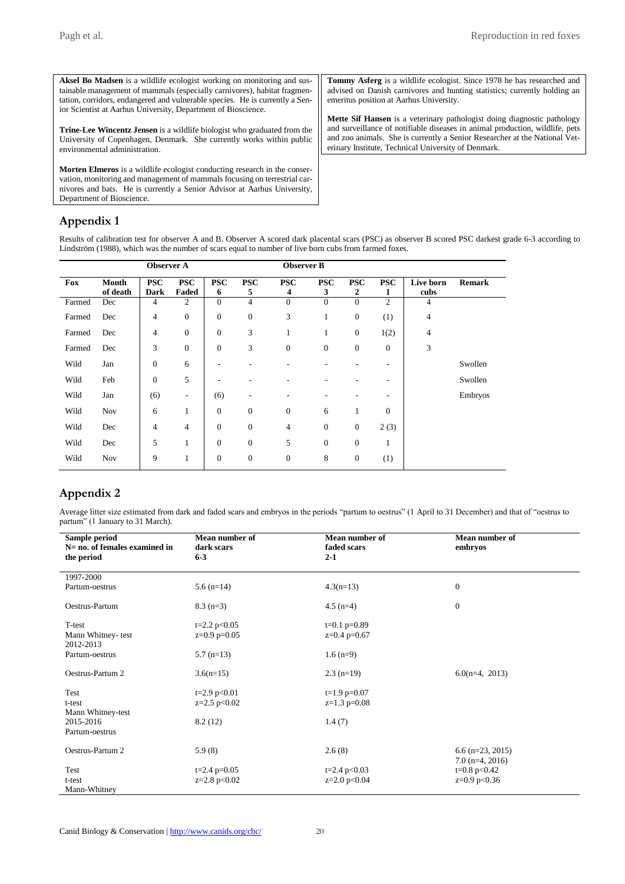**Aksel Bo Madsen** is a wildlife ecologist working on monitoring and sustainable management of mammals (especially carnivores), habitat fragmentation, corridors, endangered and vulnerable species. He is currently a Senior Scientist at Aarhus University, Department of Bioscience.

**Trine-Lee Wincentz Jensen** is a wildlife biologist who graduated from the University of Copenhagen, Denmark. She currently works within public environmental administration.

**Morten Elmeros** is a wildlife ecologist conducting research in the conservation, monitoring and management of mammals focusing on terrestrial carnivores and bats. He is currently a Senior Advisor at Aarhus University, Department of Bioscience.

**Tommy Asferg** is a wildlife ecologist. Since 1978 he has researched and advised on Danish carnivores and hunting statistics; currently holding an emeritus position at Aarhus University.

**Mette Sif Hansen** is a veterinary pathologist doing diagnostic pathology and surveillance of notifiable diseases in animal production, wildlife, pets and zoo animals. She is currently a Senior Researcher at the National Veterinary Institute, Technical University of Denmark.

## Appendix 1

Results of calibration test for observer A and B. Observer A scored dark placental scars (PSC) as observer B scored PSC darkest grade 6-3 according to Lindström (1988), which was the number of scars equal to number of live born cubs from farmed foxes.

| | | Observer A | | Observer B | | | | | | | |
|---|---|---|---|---|---|---|---|---|---|---|---|
| **Fox** | **Month of death** | **PSC Dark** | **PSC Faded** | **PSC 6** | **PSC 5** | **PSC 4** | **PSC 3** | **PSC 2** | **PSC 1** | **Live born cubs** | **Remark** |
| Farmed | Dec | 4 | 2 | 0 | 4 | 0 | 0 | 0 | 2 | 4 | |
| Farmed | Dec | 4 | 0 | 0 | 0 | 3 | 1 | 0 | (1) | 4 | |
| Farmed | Dec | 4 | 0 | 0 | 3 | 1 | 1 | 0 | 1(2) | 4 | |
| Farmed | Dec | 3 | 0 | 0 | 3 | 0 | 0 | 0 | 0 | 3 | |
| Wild | Jan | 0 | 6 | - | - | - | - | - | - | | Swollen |
| Wild | Feb | 0 | 5 | - | - | - | - | - | - | | Swollen |
| Wild | Jan | (6) | - | (6) | - | - | - | - | - | | Embryos |
| Wild | Nov | 6 | 1 | 0 | 0 | 0 | 6 | 1 | 0 | | |
| Wild | Dec | 4 | 4 | 0 | 0 | 4 | 0 | 0 | 2 (3) | | |
| Wild | Dec | 5 | 1 | 0 | 0 | 5 | 0 | 0 | 1 | | |
| Wild | Nov | 9 | 1 | 0 | 0 | 0 | 8 | 0 | (1) | | |

## Appendix 2

Average litter size estimated from dark and faded scars and embryos in the periods "partum to oestrus" (1 April to 31 December) and that of "oestrus to partum" (1 January to 31 March).

| Sample period N= no. of females examined in the period | Mean number of dark scars 6-3 | Mean number of faded scars 2-1 | Mean number of embryos |
|---|---|---|---|
| 1997-2000 | | | |
| Partum-oestrus | 5.6 (n=14) | 4.3(n=13) | 0 |
| Oestrus-Partum | 8.3 (n=3) | 4.5 (n=4) | 0 |
| T-test | t=2.2 p<0.05 | t=0.1 p=0.89 | |
| Mann Whitney- test | z=0.9 p=0.05 | z=0.4 p=0.67 | |
| 2012-2013 | | | |
| Partum-oestrus | 5.7 (n=13) | 1.6 (n=9) | |
| Oestrus-Partum 2 | 3.6(n=15) | 2.3 (n=19) | 6.0(n=4, 2013) |
| Test | t=2.9 p<0.01 | t=1.9 p=0.07 | |
| t-test | z=2.5 p<0.02 | z=1.3 p=0.08 | |
| Mann Whitney-test | | | |
| 2015-2016 | 8.2 (12) | 1.4 (7) | |
| Partum-oestrus | | | |
| Oestrus-Partum 2 | 5.9 (8) | 2.6 (8) | 6.6 (n=23, 2015) 7.0 (n=4, 2016) |
| Test | t=2.4 p=0.05 | t=2.4 p<0.03 | t=0.8 p<0.42 |
| t-test | z=2.8 p<0.02 | z=2.0 p<0.04 | z=0.9 p<0.36 |
| Mann-Whitney | | | |